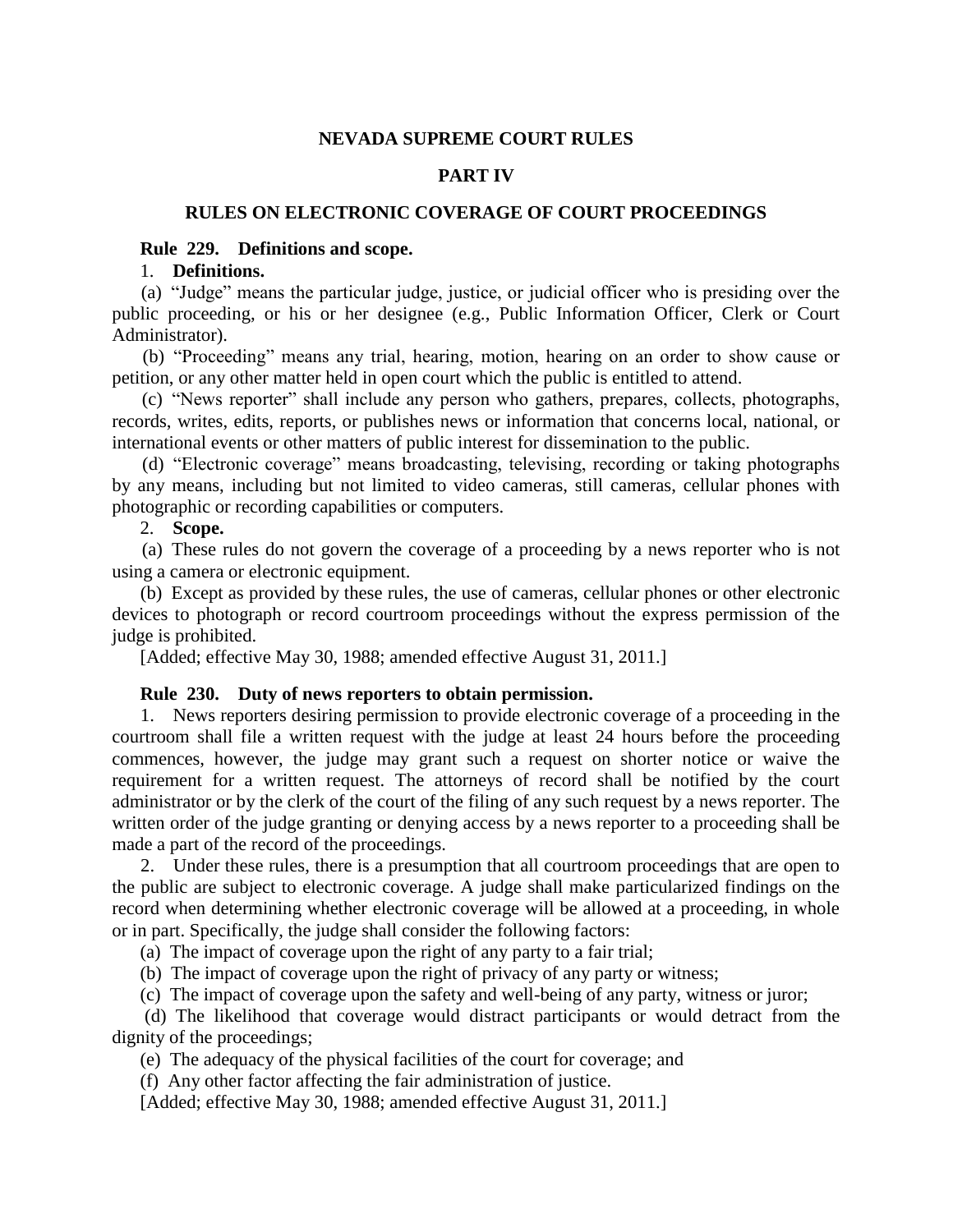# NEVADA SUPREME COURT RULES

## PART IV

## RULES ON ELECTRONIC COVERAGE OF COURT PROCEEDINGS

### Rule 229. Definitions and scope.

1. **Definitions.**

(a) "Judge" means the particular judge, justice, or judicial officer who is presiding over the public proceeding, or his or her designee (e.g., Public Information Officer, Clerk or Court Administrator).

(b) "Proceeding" means any trial, hearing, motion, hearing on an order to show cause or petition, or any other matter held in open court which the public is entitled to attend.

(c) "News reporter" shall include any person who gathers, prepares, collects, photographs, records, writes, edits, reports, or publishes news or information that concerns local, national, or international events or other matters of public interest for dissemination to the public.

(d) "Electronic coverage" means broadcasting, televising, recording or taking photographs by any means, including but not limited to video cameras, still cameras, cellular phones with photographic or recording capabilities or computers.

2. **Scope.**

(a) These rules do not govern the coverage of a proceeding by a news reporter who is not using a camera or electronic equipment.

(b) Except as provided by these rules, the use of cameras, cellular phones or other electronic devices to photograph or record courtroom proceedings without the express permission of the judge is prohibited.

[Added; effective May 30, 1988; amended effective August 31, 2011.]

### Rule 230. Duty of news reporters to obtain permission.

1. News reporters desiring permission to provide electronic coverage of a proceeding in the courtroom shall file a written request with the judge at least 24 hours before the proceeding commences, however, the judge may grant such a request on shorter notice or waive the requirement for a written request. The attorneys of record shall be notified by the court administrator or by the clerk of the court of the filing of any such request by a news reporter. The written order of the judge granting or denying access by a news reporter to a proceeding shall be made a part of the record of the proceedings.

2. Under these rules, there is a presumption that all courtroom proceedings that are open to the public are subject to electronic coverage. A judge shall make particularized findings on the record when determining whether electronic coverage will be allowed at a proceeding, in whole or in part. Specifically, the judge shall consider the following factors:

(a) The impact of coverage upon the right of any party to a fair trial;

(b) The impact of coverage upon the right of privacy of any party or witness;

(c) The impact of coverage upon the safety and well-being of any party, witness or juror;

(d) The likelihood that coverage would distract participants or would detract from the dignity of the proceedings;

(e) The adequacy of the physical facilities of the court for coverage; and

(f) Any other factor affecting the fair administration of justice.

[Added; effective May 30, 1988; amended effective August 31, 2011.]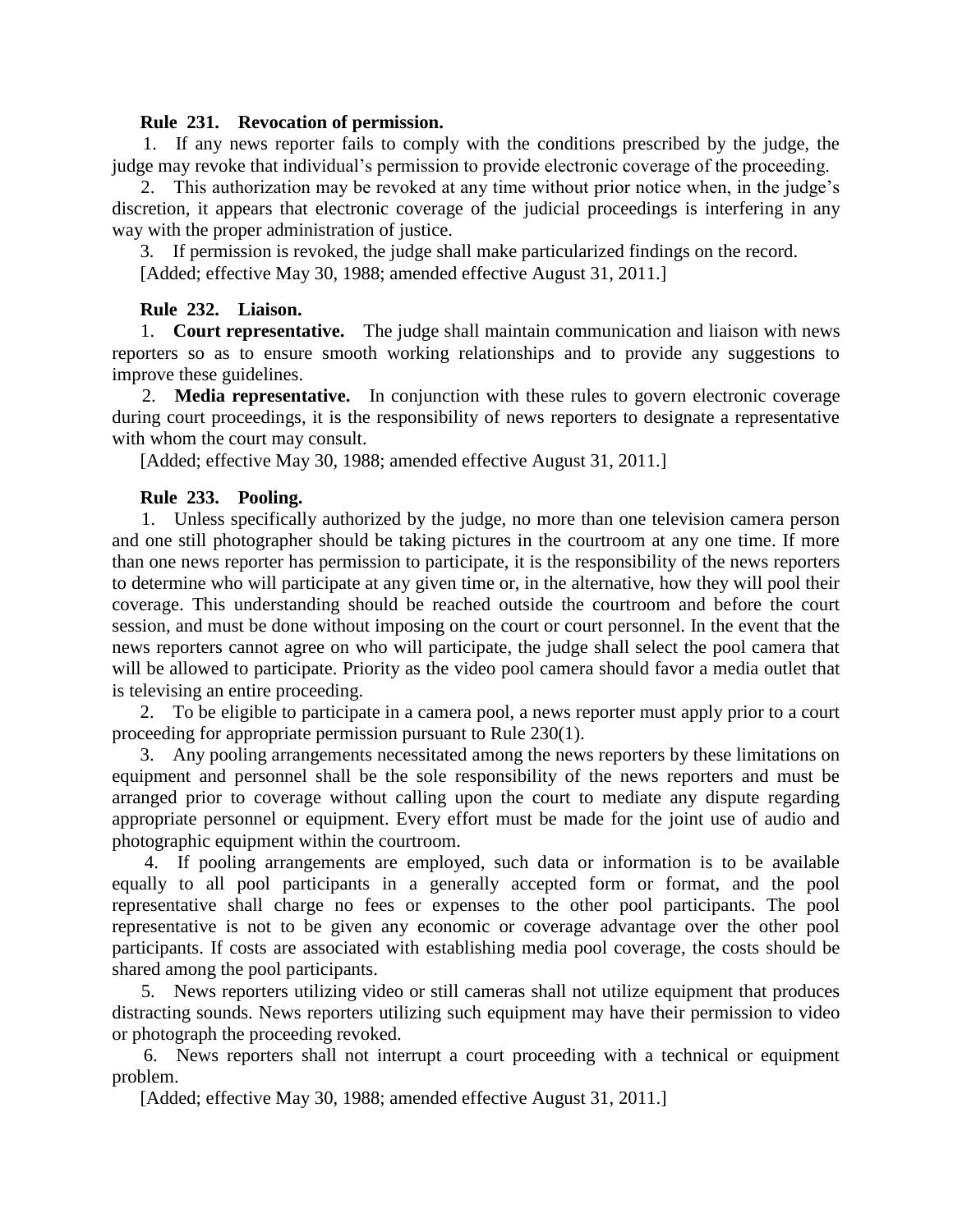**Rule 231. Revocation of permission.**

1. If any news reporter fails to comply with the conditions prescribed by the judge, the judge may revoke that individual's permission to provide electronic coverage of the proceeding.

2. This authorization may be revoked at any time without prior notice when, in the judge's discretion, it appears that electronic coverage of the judicial proceedings is interfering in any way with the proper administration of justice.

3. If permission is revoked, the judge shall make particularized findings on the record.

[Added; effective May 30, 1988; amended effective August 31, 2011.]

**Rule 232. Liaison.**

1. **Court representative.** The judge shall maintain communication and liaison with news reporters so as to ensure smooth working relationships and to provide any suggestions to improve these guidelines.

2. **Media representative.** In conjunction with these rules to govern electronic coverage during court proceedings, it is the responsibility of news reporters to designate a representative with whom the court may consult.

[Added; effective May 30, 1988; amended effective August 31, 2011.]

**Rule 233. Pooling.**

1. Unless specifically authorized by the judge, no more than one television camera person and one still photographer should be taking pictures in the courtroom at any one time. If more than one news reporter has permission to participate, it is the responsibility of the news reporters to determine who will participate at any given time or, in the alternative, how they will pool their coverage. This understanding should be reached outside the courtroom and before the court session, and must be done without imposing on the court or court personnel. In the event that the news reporters cannot agree on who will participate, the judge shall select the pool camera that will be allowed to participate. Priority as the video pool camera should favor a media outlet that is televising an entire proceeding.

2. To be eligible to participate in a camera pool, a news reporter must apply prior to a court proceeding for appropriate permission pursuant to Rule 230(1).

3. Any pooling arrangements necessitated among the news reporters by these limitations on equipment and personnel shall be the sole responsibility of the news reporters and must be arranged prior to coverage without calling upon the court to mediate any dispute regarding appropriate personnel or equipment. Every effort must be made for the joint use of audio and photographic equipment within the courtroom.

4. If pooling arrangements are employed, such data or information is to be available equally to all pool participants in a generally accepted form or format, and the pool representative shall charge no fees or expenses to the other pool participants. The pool representative is not to be given any economic or coverage advantage over the other pool participants. If costs are associated with establishing media pool coverage, the costs should be shared among the pool participants.

5. News reporters utilizing video or still cameras shall not utilize equipment that produces distracting sounds. News reporters utilizing such equipment may have their permission to video or photograph the proceeding revoked.

6. News reporters shall not interrupt a court proceeding with a technical or equipment problem.

[Added; effective May 30, 1988; amended effective August 31, 2011.]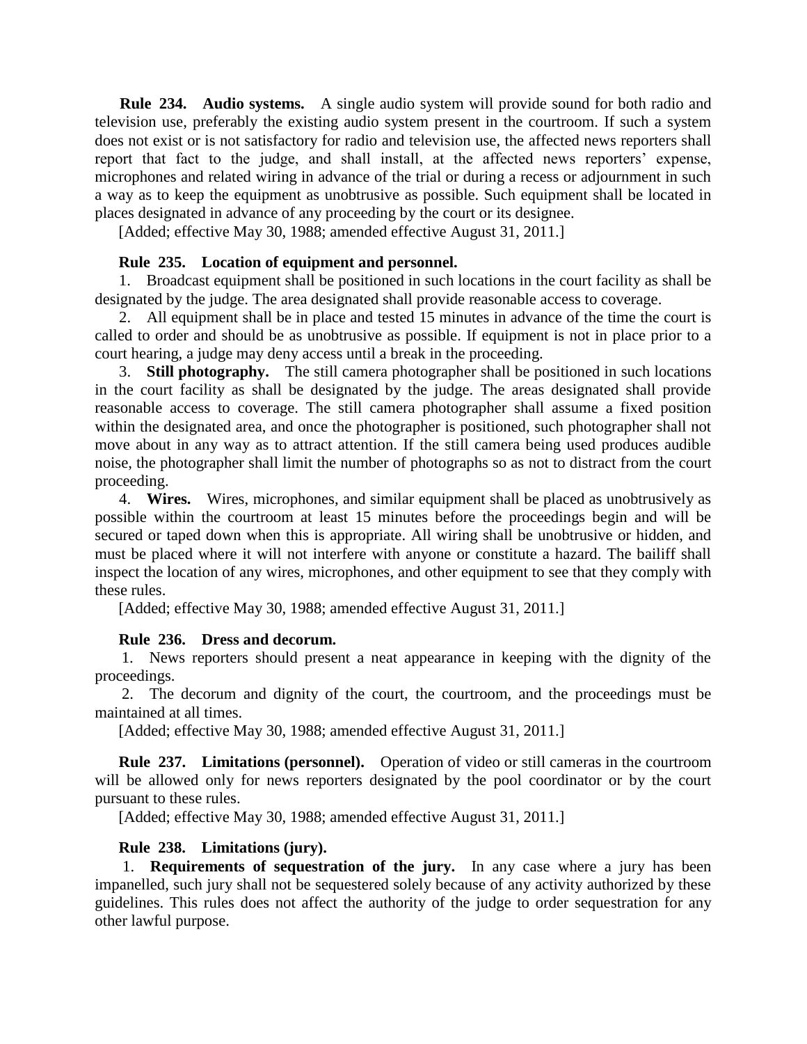**Rule 234. Audio systems.** A single audio system will provide sound for both radio and television use, preferably the existing audio system present in the courtroom. If such a system does not exist or is not satisfactory for radio and television use, the affected news reporters shall report that fact to the judge, and shall install, at the affected news reporters' expense, microphones and related wiring in advance of the trial or during a recess or adjournment in such a way as to keep the equipment as unobtrusive as possible. Such equipment shall be located in places designated in advance of any proceeding by the court or its designee.

[Added; effective May 30, 1988; amended effective August 31, 2011.]

**Rule 235. Location of equipment and personnel.**

1. Broadcast equipment shall be positioned in such locations in the court facility as shall be designated by the judge. The area designated shall provide reasonable access to coverage.

2. All equipment shall be in place and tested 15 minutes in advance of the time the court is called to order and should be as unobtrusive as possible. If equipment is not in place prior to a court hearing, a judge may deny access until a break in the proceeding.

3. **Still photography.** The still camera photographer shall be positioned in such locations in the court facility as shall be designated by the judge. The areas designated shall provide reasonable access to coverage. The still camera photographer shall assume a fixed position within the designated area, and once the photographer is positioned, such photographer shall not move about in any way as to attract attention. If the still camera being used produces audible noise, the photographer shall limit the number of photographs so as not to distract from the court proceeding.

4. **Wires.** Wires, microphones, and similar equipment shall be placed as unobtrusively as possible within the courtroom at least 15 minutes before the proceedings begin and will be secured or taped down when this is appropriate. All wiring shall be unobtrusive or hidden, and must be placed where it will not interfere with anyone or constitute a hazard. The bailiff shall inspect the location of any wires, microphones, and other equipment to see that they comply with these rules.

[Added; effective May 30, 1988; amended effective August 31, 2011.]

**Rule 236. Dress and decorum.**

1. News reporters should present a neat appearance in keeping with the dignity of the proceedings.

2. The decorum and dignity of the court, the courtroom, and the proceedings must be maintained at all times.

[Added; effective May 30, 1988; amended effective August 31, 2011.]

**Rule 237. Limitations (personnel).** Operation of video or still cameras in the courtroom will be allowed only for news reporters designated by the pool coordinator or by the court pursuant to these rules.

[Added; effective May 30, 1988; amended effective August 31, 2011.]

**Rule 238. Limitations (jury).**

1. **Requirements of sequestration of the jury.** In any case where a jury has been impanelled, such jury shall not be sequestered solely because of any activity authorized by these guidelines. This rules does not affect the authority of the judge to order sequestration for any other lawful purpose.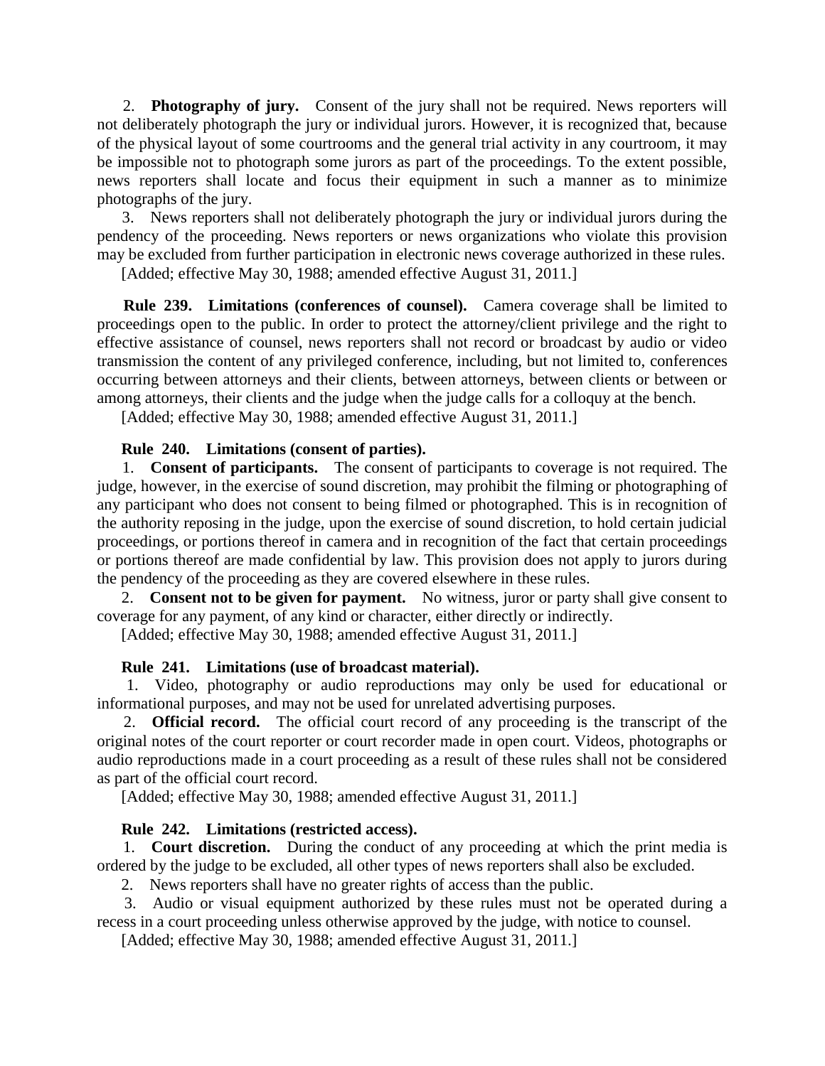2. **Photography of jury.** Consent of the jury shall not be required. News reporters will not deliberately photograph the jury or individual jurors. However, it is recognized that, because of the physical layout of some courtrooms and the general trial activity in any courtroom, it may be impossible not to photograph some jurors as part of the proceedings. To the extent possible, news reporters shall locate and focus their equipment in such a manner as to minimize photographs of the jury.

3. News reporters shall not deliberately photograph the jury or individual jurors during the pendency of the proceeding. News reporters or news organizations who violate this provision may be excluded from further participation in electronic news coverage authorized in these rules.

[Added; effective May 30, 1988; amended effective August 31, 2011.]

**Rule 239. Limitations (conferences of counsel).** Camera coverage shall be limited to proceedings open to the public. In order to protect the attorney/client privilege and the right to effective assistance of counsel, news reporters shall not record or broadcast by audio or video transmission the content of any privileged conference, including, but not limited to, conferences occurring between attorneys and their clients, between attorneys, between clients or between or among attorneys, their clients and the judge when the judge calls for a colloquy at the bench.

[Added; effective May 30, 1988; amended effective August 31, 2011.]

**Rule 240. Limitations (consent of parties).**

1. **Consent of participants.** The consent of participants to coverage is not required. The judge, however, in the exercise of sound discretion, may prohibit the filming or photographing of any participant who does not consent to being filmed or photographed. This is in recognition of the authority reposing in the judge, upon the exercise of sound discretion, to hold certain judicial proceedings, or portions thereof in camera and in recognition of the fact that certain proceedings or portions thereof are made confidential by law. This provision does not apply to jurors during the pendency of the proceeding as they are covered elsewhere in these rules.

2. **Consent not to be given for payment.** No witness, juror or party shall give consent to coverage for any payment, of any kind or character, either directly or indirectly.

[Added; effective May 30, 1988; amended effective August 31, 2011.]

**Rule 241. Limitations (use of broadcast material).**

1. Video, photography or audio reproductions may only be used for educational or informational purposes, and may not be used for unrelated advertising purposes.

2. **Official record.** The official court record of any proceeding is the transcript of the original notes of the court reporter or court recorder made in open court. Videos, photographs or audio reproductions made in a court proceeding as a result of these rules shall not be considered as part of the official court record.

[Added; effective May 30, 1988; amended effective August 31, 2011.]

**Rule 242. Limitations (restricted access).**

1. **Court discretion.** During the conduct of any proceeding at which the print media is ordered by the judge to be excluded, all other types of news reporters shall also be excluded.

2. News reporters shall have no greater rights of access than the public.

3. Audio or visual equipment authorized by these rules must not be operated during a recess in a court proceeding unless otherwise approved by the judge, with notice to counsel.

[Added; effective May 30, 1988; amended effective August 31, 2011.]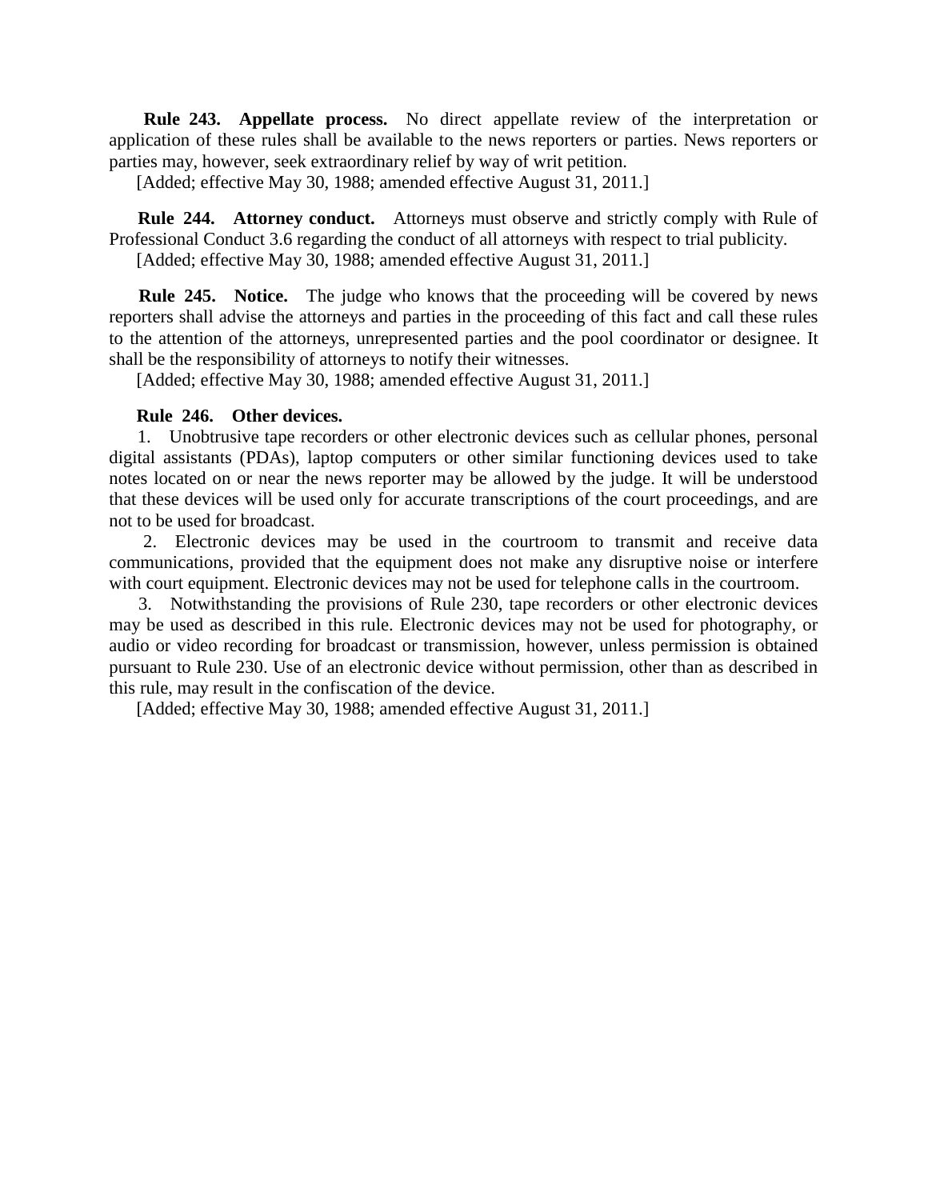**Rule 243. Appellate process.** No direct appellate review of the interpretation or application of these rules shall be available to the news reporters or parties. News reporters or parties may, however, seek extraordinary relief by way of writ petition.

[Added; effective May 30, 1988; amended effective August 31, 2011.]

**Rule 244. Attorney conduct.** Attorneys must observe and strictly comply with Rule of Professional Conduct 3.6 regarding the conduct of all attorneys with respect to trial publicity.

[Added; effective May 30, 1988; amended effective August 31, 2011.]

**Rule 245. Notice.** The judge who knows that the proceeding will be covered by news reporters shall advise the attorneys and parties in the proceeding of this fact and call these rules to the attention of the attorneys, unrepresented parties and the pool coordinator or designee. It shall be the responsibility of attorneys to notify their witnesses.

[Added; effective May 30, 1988; amended effective August 31, 2011.]

**Rule 246. Other devices.**

1. Unobtrusive tape recorders or other electronic devices such as cellular phones, personal digital assistants (PDAs), laptop computers or other similar functioning devices used to take notes located on or near the news reporter may be allowed by the judge. It will be understood that these devices will be used only for accurate transcriptions of the court proceedings, and are not to be used for broadcast.

2. Electronic devices may be used in the courtroom to transmit and receive data communications, provided that the equipment does not make any disruptive noise or interfere with court equipment. Electronic devices may not be used for telephone calls in the courtroom.

3. Notwithstanding the provisions of Rule 230, tape recorders or other electronic devices may be used as described in this rule. Electronic devices may not be used for photography, or audio or video recording for broadcast or transmission, however, unless permission is obtained pursuant to Rule 230. Use of an electronic device without permission, other than as described in this rule, may result in the confiscation of the device.

[Added; effective May 30, 1988; amended effective August 31, 2011.]